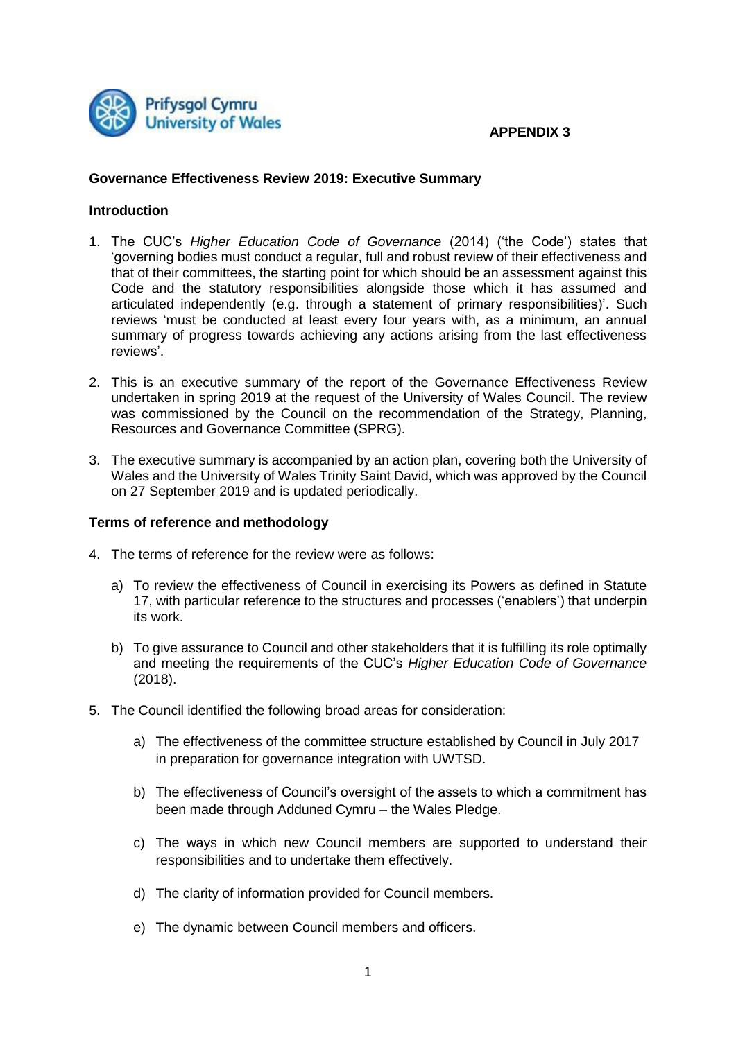**APPENDIX 3**

## Governance Effectiveness Review 2019: Executive Summary

### Introduction

1. The CUC's *Higher Education Code of Governance* (2014) ('the Code') states that 'governing bodies must conduct a regular, full and robust review of their effectiveness and that of their committees, the starting point for which should be an assessment against this Code and the statutory responsibilities alongside those which it has assumed and articulated independently (e.g. through a statement of primary responsibilities)'. Such reviews 'must be conducted at least every four years with, as a minimum, an annual summary of progress towards achieving any actions arising from the last effectiveness reviews'.

2. This is an executive summary of the report of the Governance Effectiveness Review undertaken in spring 2019 at the request of the University of Wales Council. The review was commissioned by the Council on the recommendation of the Strategy, Planning, Resources and Governance Committee (SPRG).

3. The executive summary is accompanied by an action plan, covering both the University of Wales and the University of Wales Trinity Saint David, which was approved by the Council on 27 September 2019 and is updated periodically.

### Terms of reference and methodology

4. The terms of reference for the review were as follows:

   a) To review the effectiveness of Council in exercising its Powers as defined in Statute 17, with particular reference to the structures and processes ('enablers') that underpin its work.

   b) To give assurance to Council and other stakeholders that it is fulfilling its role optimally and meeting the requirements of the CUC's *Higher Education Code of Governance* (2018).

5. The Council identified the following broad areas for consideration:

   a) The effectiveness of the committee structure established by Council in July 2017 in preparation for governance integration with UWTSD.

   b) The effectiveness of Council's oversight of the assets to which a commitment has been made through Adduned Cymru – the Wales Pledge.

   c) The ways in which new Council members are supported to understand their responsibilities and to undertake them effectively.

   d) The clarity of information provided for Council members.

   e) The dynamic between Council members and officers.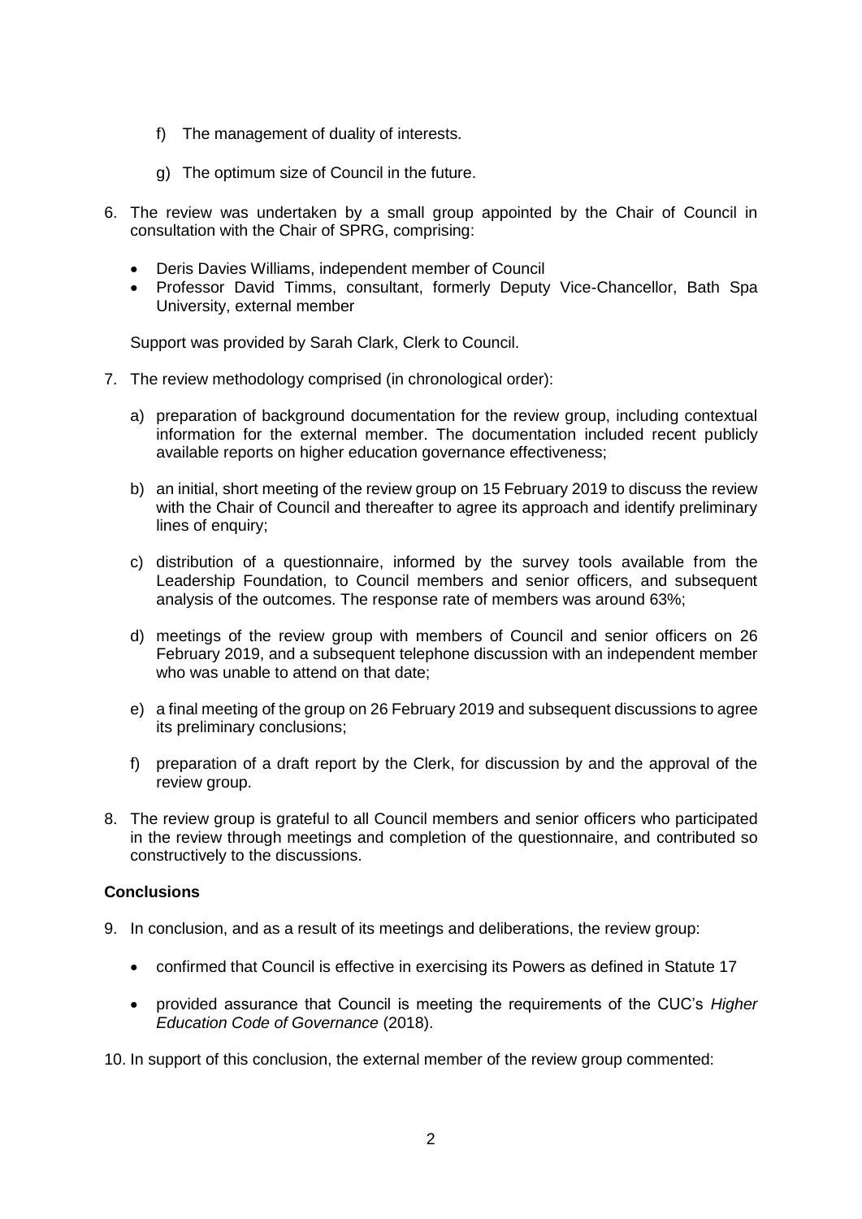f) The management of duality of interests.

g) The optimum size of Council in the future.

6. The review was undertaken by a small group appointed by the Chair of Council in consultation with the Chair of SPRG, comprising:

   - Deris Davies Williams, independent member of Council
   - Professor David Timms, consultant, formerly Deputy Vice-Chancellor, Bath Spa University, external member

   Support was provided by Sarah Clark, Clerk to Council.

7. The review methodology comprised (in chronological order):

   a) preparation of background documentation for the review group, including contextual information for the external member. The documentation included recent publicly available reports on higher education governance effectiveness;

   b) an initial, short meeting of the review group on 15 February 2019 to discuss the review with the Chair of Council and thereafter to agree its approach and identify preliminary lines of enquiry;

   c) distribution of a questionnaire, informed by the survey tools available from the Leadership Foundation, to Council members and senior officers, and subsequent analysis of the outcomes. The response rate of members was around 63%;

   d) meetings of the review group with members of Council and senior officers on 26 February 2019, and a subsequent telephone discussion with an independent member who was unable to attend on that date;

   e) a final meeting of the group on 26 February 2019 and subsequent discussions to agree its preliminary conclusions;

   f) preparation of a draft report by the Clerk, for discussion by and the approval of the review group.

8. The review group is grateful to all Council members and senior officers who participated in the review through meetings and completion of the questionnaire, and contributed so constructively to the discussions.

**Conclusions**

9. In conclusion, and as a result of its meetings and deliberations, the review group:

   - confirmed that Council is effective in exercising its Powers as defined in Statute 17
   - provided assurance that Council is meeting the requirements of the CUC's *Higher Education Code of Governance* (2018).

10. In support of this conclusion, the external member of the review group commented: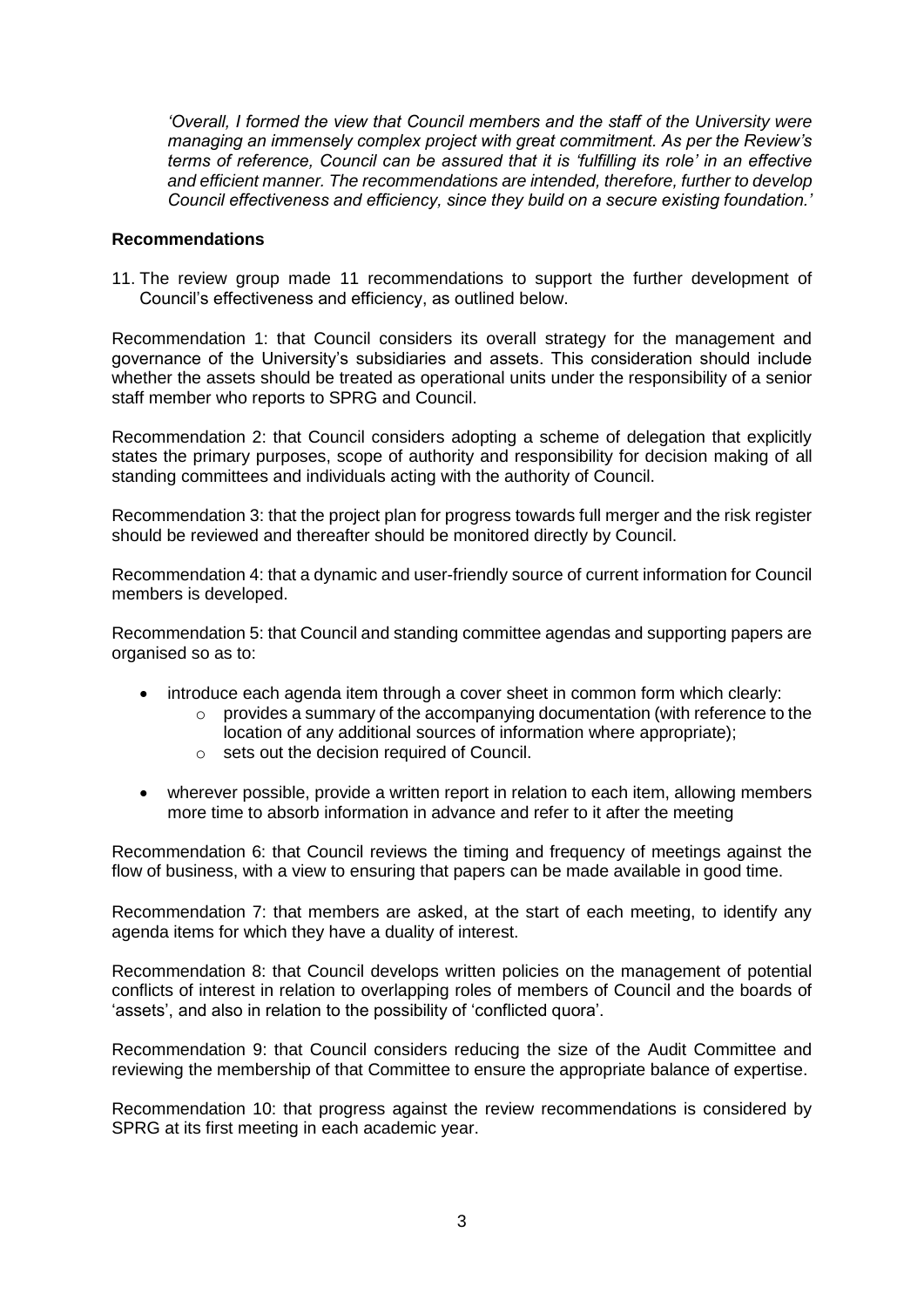*'Overall, I formed the view that Council members and the staff of the University were managing an immensely complex project with great commitment. As per the Review's terms of reference, Council can be assured that it is 'fulfilling its role' in an effective and efficient manner. The recommendations are intended, therefore, further to develop Council effectiveness and efficiency, since they build on a secure existing foundation.'*

**Recommendations**

11. The review group made 11 recommendations to support the further development of Council's effectiveness and efficiency, as outlined below.

Recommendation 1: that Council considers its overall strategy for the management and governance of the University's subsidiaries and assets. This consideration should include whether the assets should be treated as operational units under the responsibility of a senior staff member who reports to SPRG and Council.

Recommendation 2: that Council considers adopting a scheme of delegation that explicitly states the primary purposes, scope of authority and responsibility for decision making of all standing committees and individuals acting with the authority of Council.

Recommendation 3: that the project plan for progress towards full merger and the risk register should be reviewed and thereafter should be monitored directly by Council.

Recommendation 4: that a dynamic and user-friendly source of current information for Council members is developed.

Recommendation 5: that Council and standing committee agendas and supporting papers are organised so as to:

- introduce each agenda item through a cover sheet in common form which clearly:
  - provides a summary of the accompanying documentation (with reference to the location of any additional sources of information where appropriate);
  - sets out the decision required of Council.
- wherever possible, provide a written report in relation to each item, allowing members more time to absorb information in advance and refer to it after the meeting

Recommendation 6: that Council reviews the timing and frequency of meetings against the flow of business, with a view to ensuring that papers can be made available in good time.

Recommendation 7: that members are asked, at the start of each meeting, to identify any agenda items for which they have a duality of interest.

Recommendation 8: that Council develops written policies on the management of potential conflicts of interest in relation to overlapping roles of members of Council and the boards of 'assets', and also in relation to the possibility of 'conflicted quora'.

Recommendation 9: that Council considers reducing the size of the Audit Committee and reviewing the membership of that Committee to ensure the appropriate balance of expertise.

Recommendation 10: that progress against the review recommendations is considered by SPRG at its first meeting in each academic year.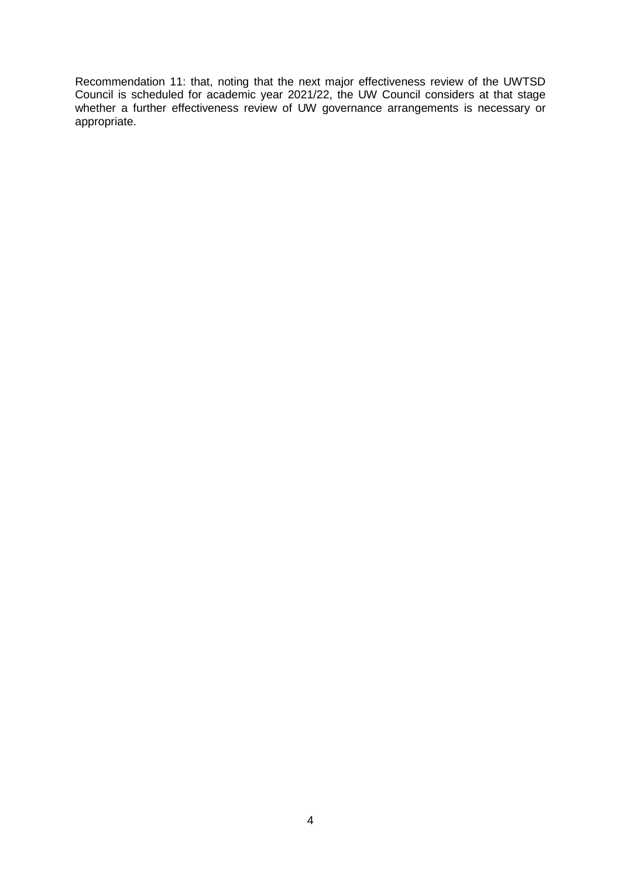Recommendation 11: that, noting that the next major effectiveness review of the UWTSD Council is scheduled for academic year 2021/22, the UW Council considers at that stage whether a further effectiveness review of UW governance arrangements is necessary or appropriate.